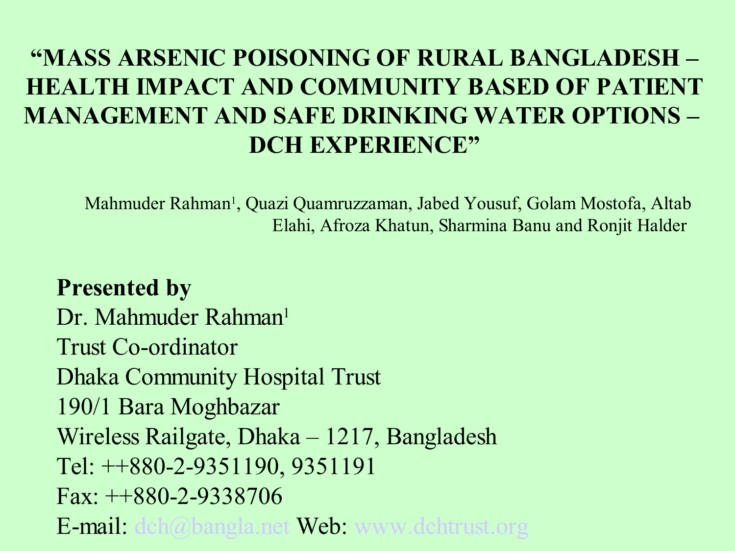# "MASS ARSENIC POISONING OF RURAL BANGLADESH – HEALTH IMPACT AND COMMUNITY BASED OF PATIENT MANAGEMENT AND SAFE DRINKING WATER OPTIONS – DCH EXPERIENCE"

Mahmuder Rahman[1], Quazi Quamruzzaman, Jabed Yousuf, Golam Mostofa, Altab Elahi, Afroza Khatun, Sharmina Banu and Ronjit Halder

**Presented by**
Dr. Mahmuder Rahman[1]
Trust Co-ordinator
Dhaka Community Hospital Trust
190/1 Bara Moghbazar
Wireless Railgate, Dhaka – 1217, Bangladesh
Tel: ++880-2-9351190, 9351191
Fax: ++880-2-9338706
E-mail: dch@bangla.net Web: www.dchtrust.org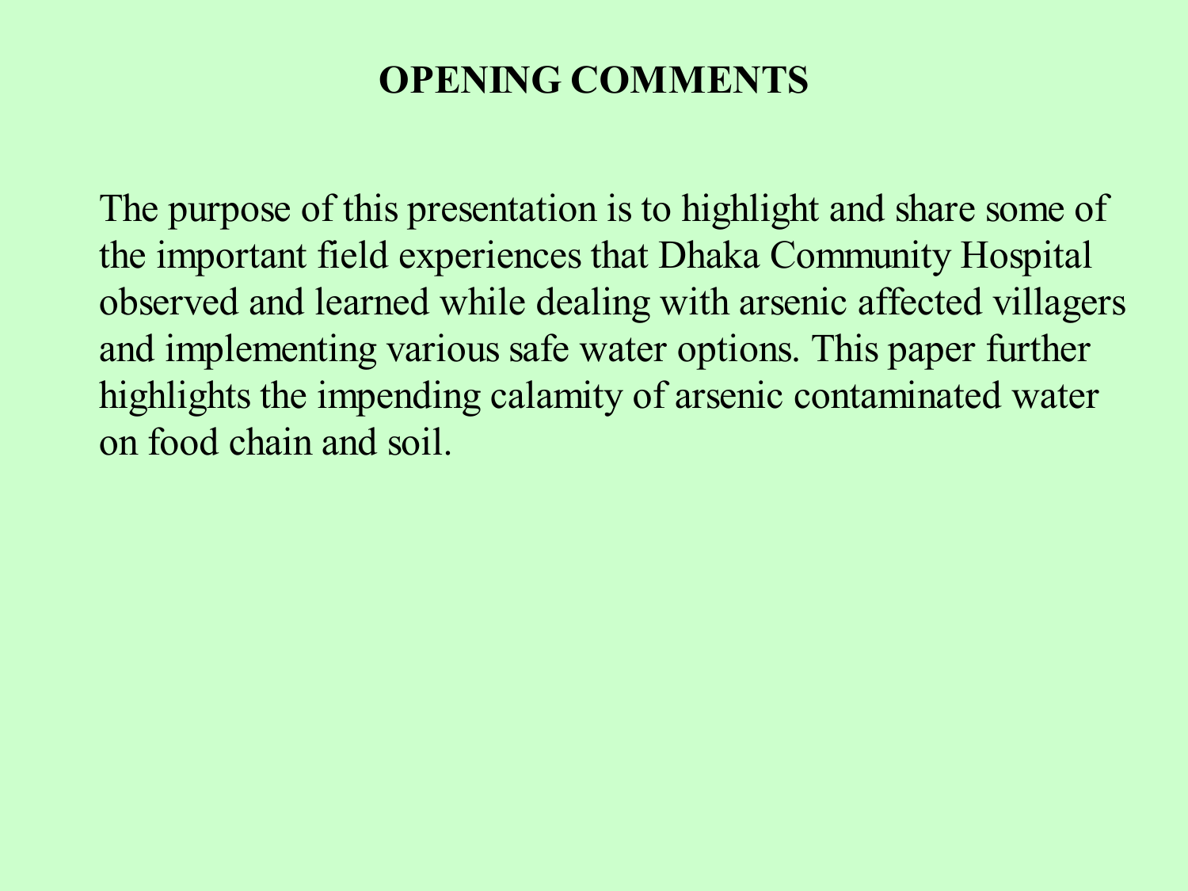# OPENING COMMENTS

The purpose of this presentation is to highlight and share some of the important field experiences that Dhaka Community Hospital observed and learned while dealing with arsenic affected villagers and implementing various safe water options. This paper further highlights the impending calamity of arsenic contaminated water on food chain and soil.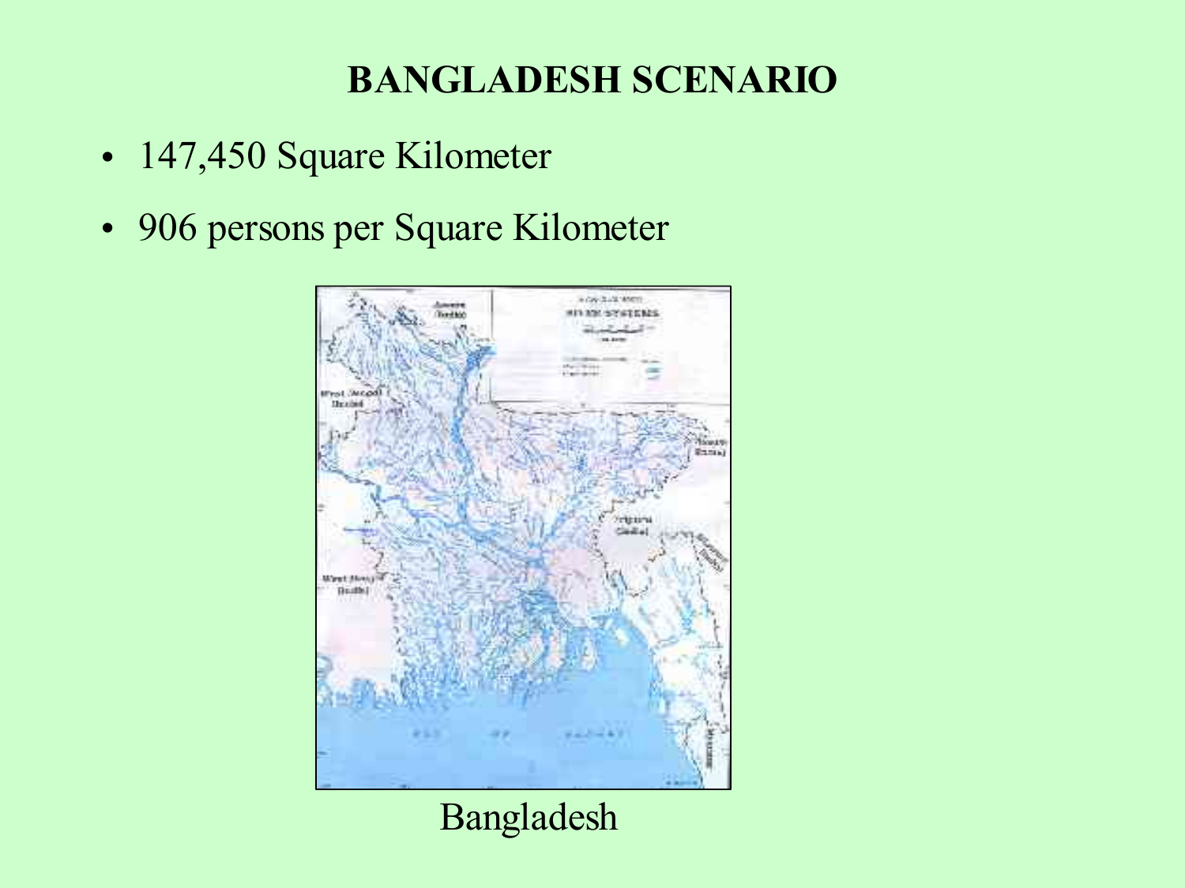# BANGLADESH SCENARIO

- 147,450 Square Kilometer
- 906 persons per Square Kilometer

Bangladesh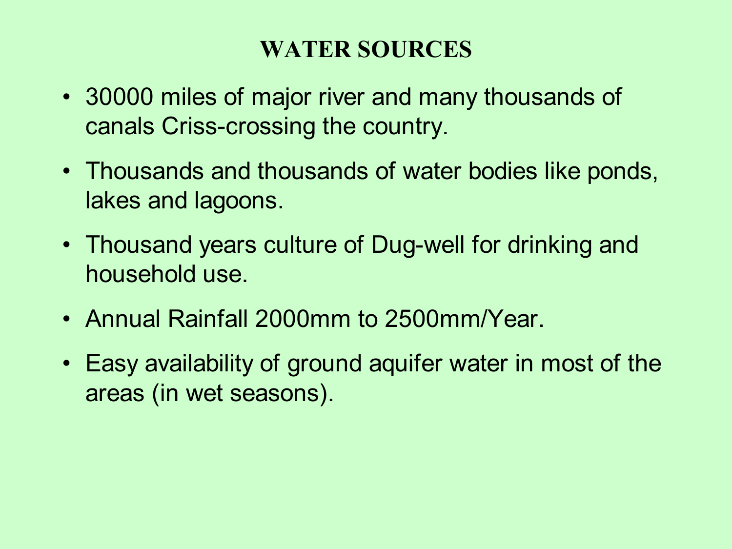# WATER SOURCES

- 30000 miles of major river and many thousands of canals Criss-crossing the country.
- Thousands and thousands of water bodies like ponds, lakes and lagoons.
- Thousand years culture of Dug-well for drinking and household use.
- Annual Rainfall 2000mm to 2500mm/Year.
- Easy availability of ground aquifer water in most of the areas (in wet seasons).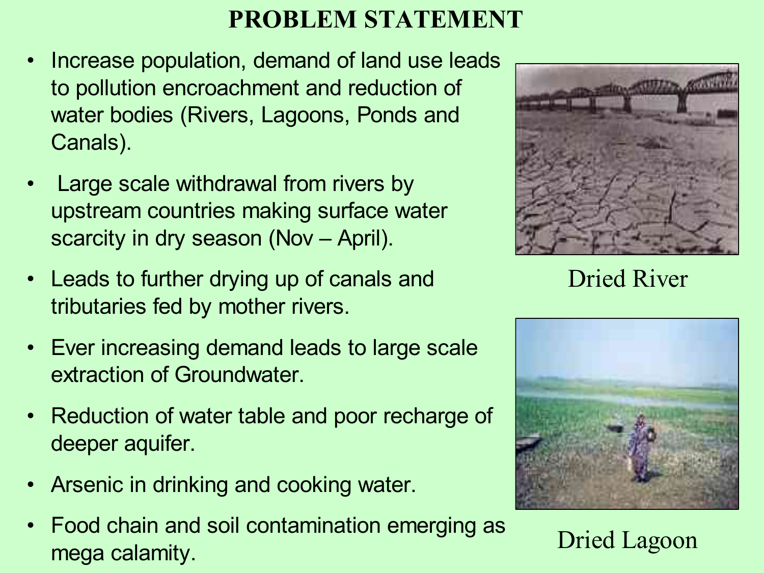# PROBLEM STATEMENT

- Increase population, demand of land use leads to pollution encroachment and reduction of water bodies (Rivers, Lagoons, Ponds and Canals).
- Large scale withdrawal from rivers by upstream countries making surface water scarcity in dry season (Nov – April).
- Leads to further drying up of canals and tributaries fed by mother rivers.
- Ever increasing demand leads to large scale extraction of Groundwater.
- Reduction of water table and poor recharge of deeper aquifer.
- Arsenic in drinking and cooking water.
- Food chain and soil contamination emerging as mega calamity.

Dried River

Dried Lagoon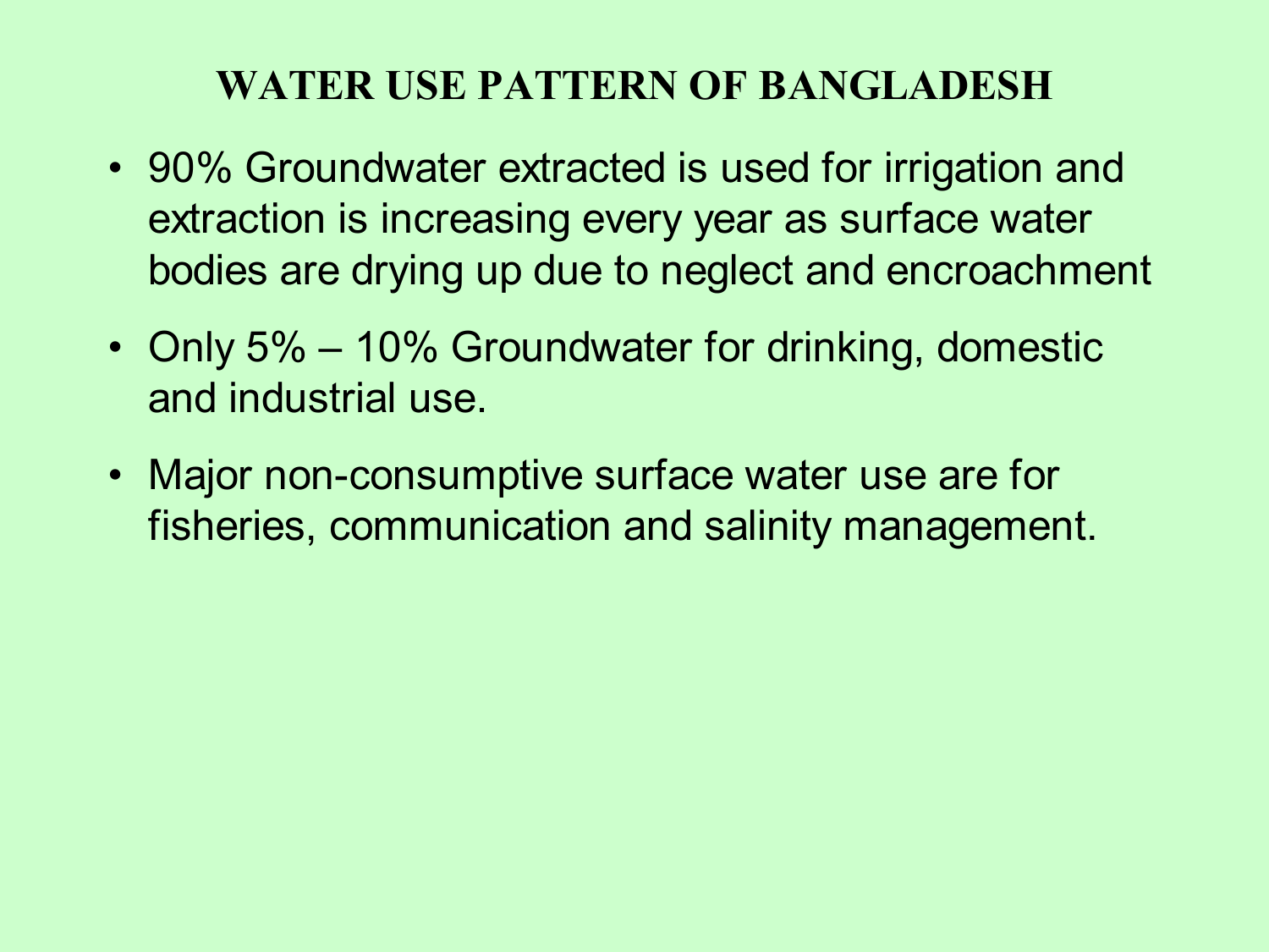# WATER USE PATTERN OF BANGLADESH

- 90% Groundwater extracted is used for irrigation and extraction is increasing every year as surface water bodies are drying up due to neglect and encroachment
- Only 5% – 10% Groundwater for drinking, domestic and industrial use.
- Major non-consumptive surface water use are for fisheries, communication and salinity management.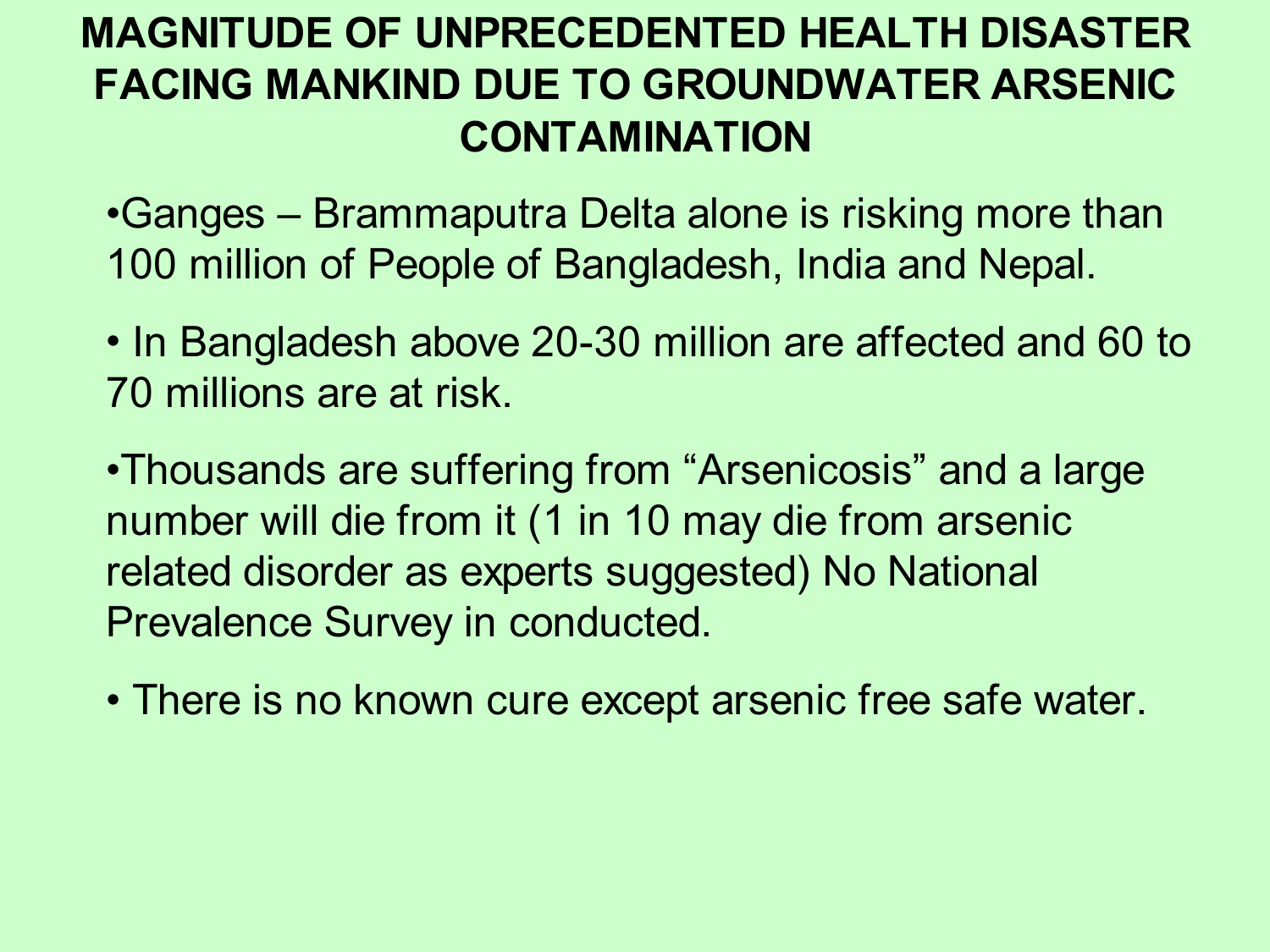# MAGNITUDE OF UNPRECEDENTED HEALTH DISASTER FACING MANKIND DUE TO GROUNDWATER ARSENIC CONTAMINATION

- Ganges – Brammaputra Delta alone is risking more than 100 million of People of Bangladesh, India and Nepal.
- In Bangladesh above 20-30 million are affected and 60 to 70 millions are at risk.
- Thousands are suffering from "Arsenicosis" and a large number will die from it (1 in 10 may die from arsenic related disorder as experts suggested) No National Prevalence Survey in conducted.
- There is no known cure except arsenic free safe water.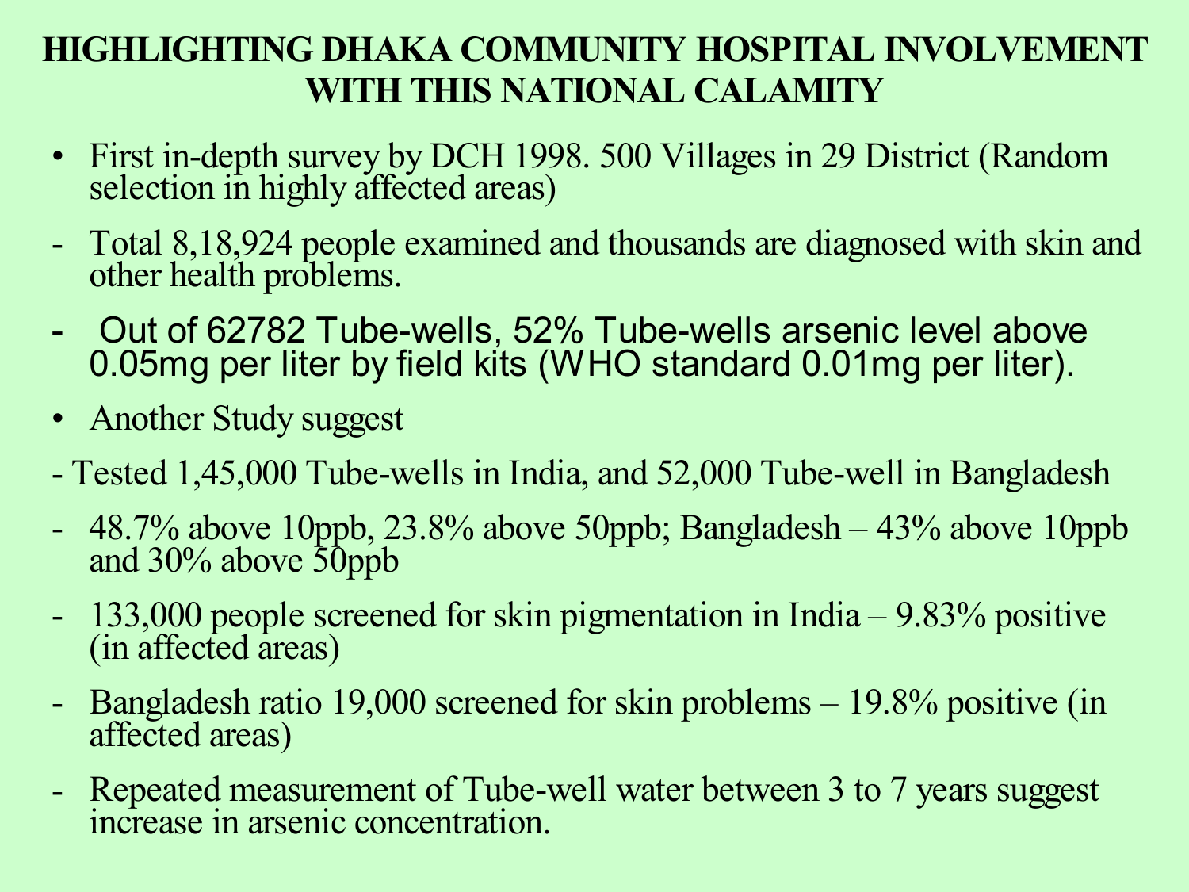# HIGHLIGHTING DHAKA COMMUNITY HOSPITAL INVOLVEMENT WITH THIS NATIONAL CALAMITY

- First in-depth survey by DCH 1998. 500 Villages in 29 District (Random selection in highly affected areas)

- Total 8,18,924 people examined and thousands are diagnosed with skin and other health problems.
- Out of 62782 Tube-wells, 52% Tube-wells arsenic level above 0.05mg per liter by field kits (WHO standard 0.01mg per liter).

- Another Study suggest

- Tested 1,45,000 Tube-wells in India, and 52,000 Tube-well in Bangladesh
- 48.7% above 10ppb, 23.8% above 50ppb; Bangladesh – 43% above 10ppb and 30% above 50ppb
- 133,000 people screened for skin pigmentation in India – 9.83% positive (in affected areas)
- Bangladesh ratio 19,000 screened for skin problems – 19.8% positive (in affected areas)
- Repeated measurement of Tube-well water between 3 to 7 years suggest increase in arsenic concentration.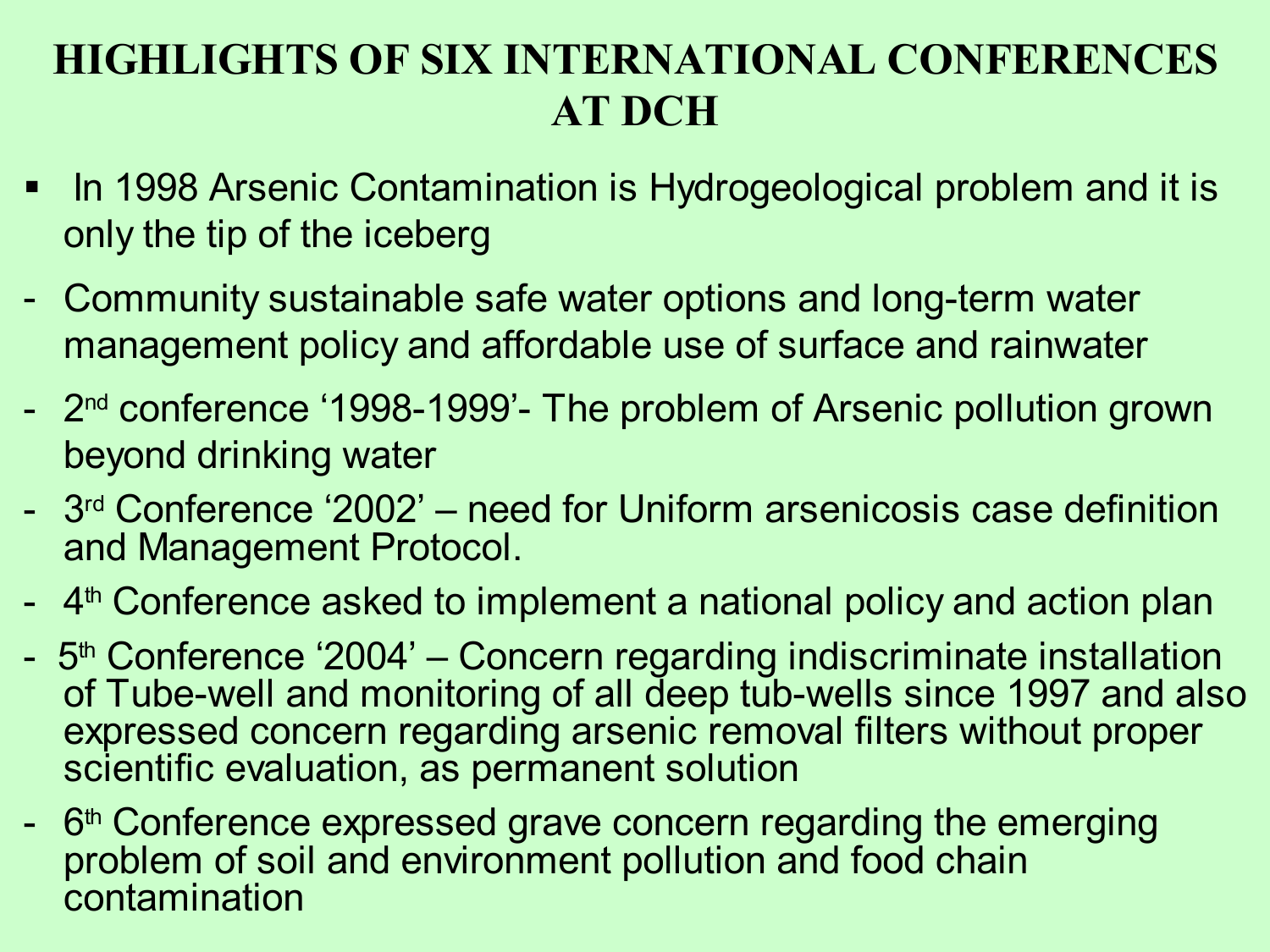# HIGHLIGHTS OF SIX INTERNATIONAL CONFERENCES AT DCH

- In 1998 Arsenic Contamination is Hydrogeological problem and it is only the tip of the iceberg

- Community sustainable safe water options and long-term water management policy and affordable use of surface and rainwater
- 2nd conference '1998-1999'- The problem of Arsenic pollution grown beyond drinking water
- 3rd Conference '2002' – need for Uniform arsenicosis case definition and Management Protocol.
- 4th Conference asked to implement a national policy and action plan
- 5th Conference '2004' – Concern regarding indiscriminate installation of Tube-well and monitoring of all deep tub-wells since 1997 and also expressed concern regarding arsenic removal filters without proper scientific evaluation, as permanent solution
- 6th Conference expressed grave concern regarding the emerging problem of soil and environment pollution and food chain contamination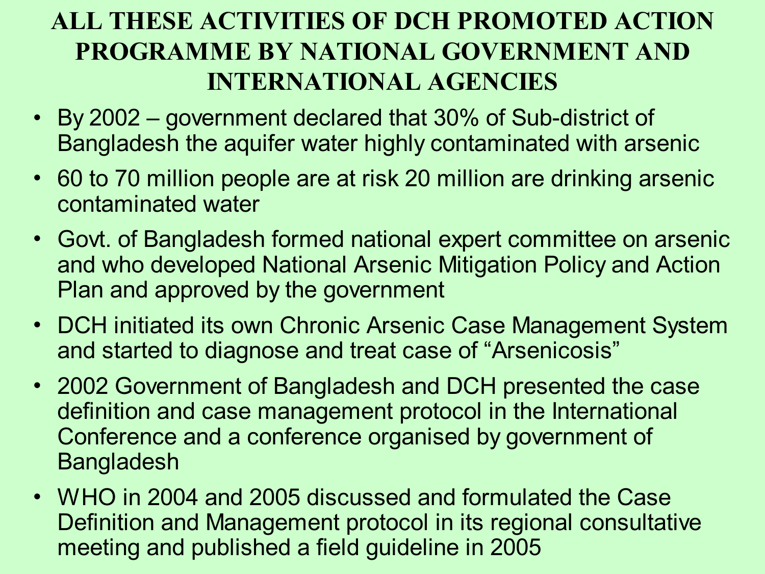# ALL THESE ACTIVITIES OF DCH PROMOTED ACTION PROGRAMME BY NATIONAL GOVERNMENT AND INTERNATIONAL AGENCIES

- By 2002 – government declared that 30% of Sub-district of Bangladesh the aquifer water highly contaminated with arsenic
- 60 to 70 million people are at risk 20 million are drinking arsenic contaminated water
- Govt. of Bangladesh formed national expert committee on arsenic and who developed National Arsenic Mitigation Policy and Action Plan and approved by the government
- DCH initiated its own Chronic Arsenic Case Management System and started to diagnose and treat case of "Arsenicosis"
- 2002 Government of Bangladesh and DCH presented the case definition and case management protocol in the International Conference and a conference organised by government of Bangladesh
- WHO in 2004 and 2005 discussed and formulated the Case Definition and Management protocol in its regional consultative meeting and published a field guideline in 2005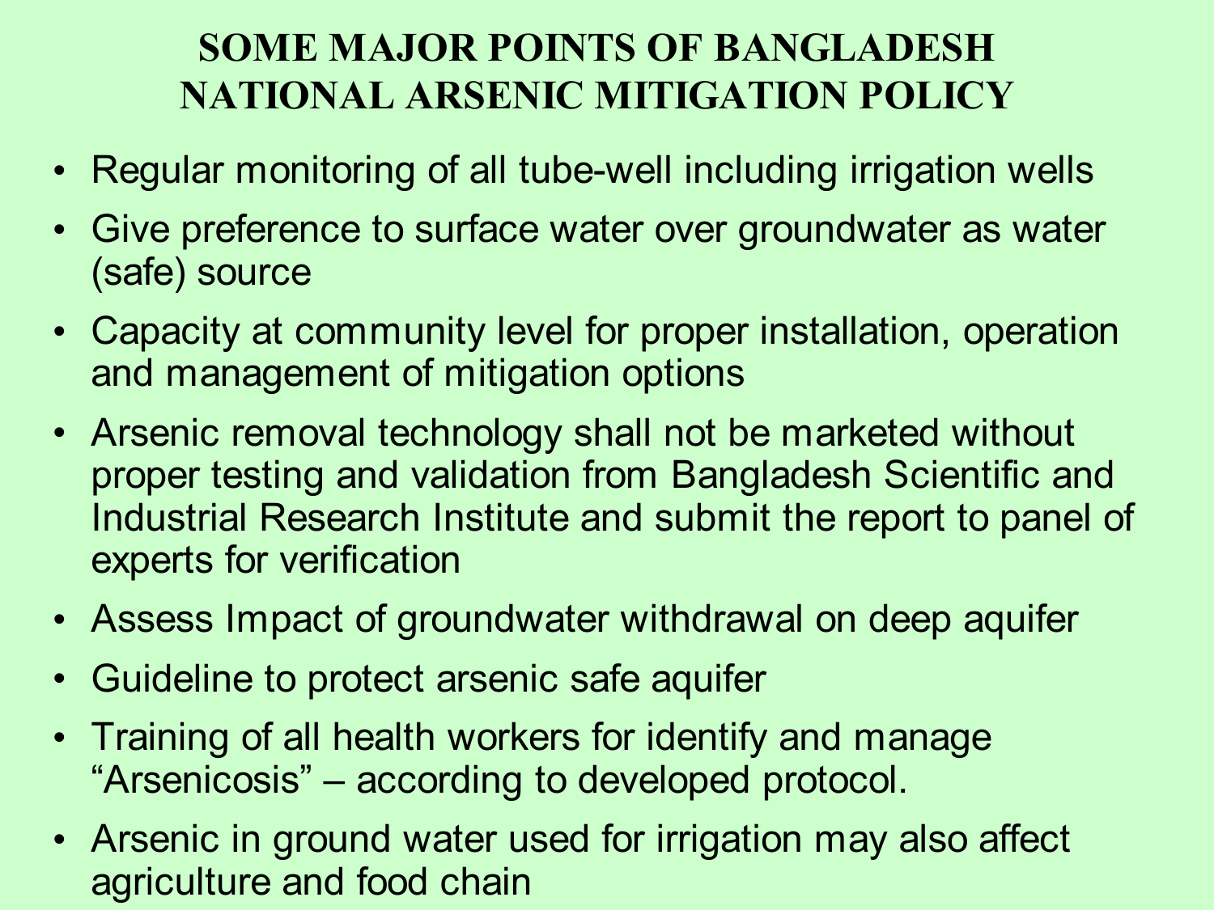# SOME MAJOR POINTS OF BANGLADESH NATIONAL ARSENIC MITIGATION POLICY

- Regular monitoring of all tube-well including irrigation wells
- Give preference to surface water over groundwater as water (safe) source
- Capacity at community level for proper installation, operation and management of mitigation options
- Arsenic removal technology shall not be marketed without proper testing and validation from Bangladesh Scientific and Industrial Research Institute and submit the report to panel of experts for verification
- Assess Impact of groundwater withdrawal on deep aquifer
- Guideline to protect arsenic safe aquifer
- Training of all health workers for identify and manage "Arsenicosis" – according to developed protocol.
- Arsenic in ground water used for irrigation may also affect agriculture and food chain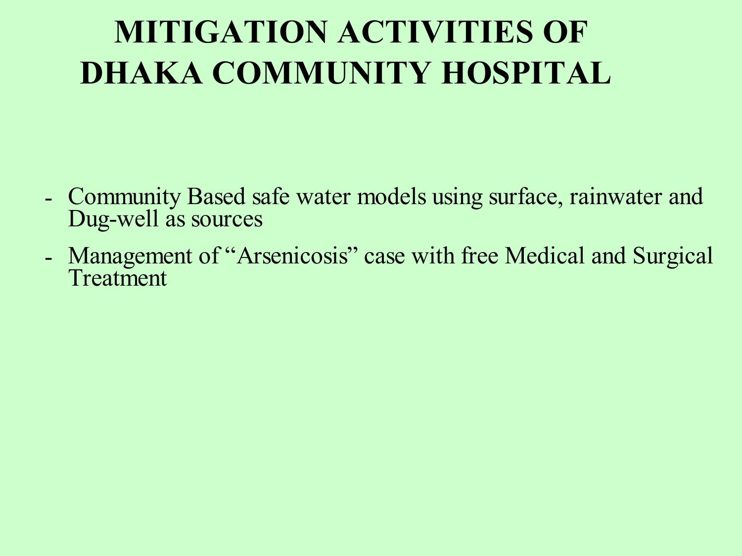# MITIGATION ACTIVITIES OF DHAKA COMMUNITY HOSPITAL

- Community Based safe water models using surface, rainwater and Dug-well as sources
- Management of "Arsenicosis" case with free Medical and Surgical Treatment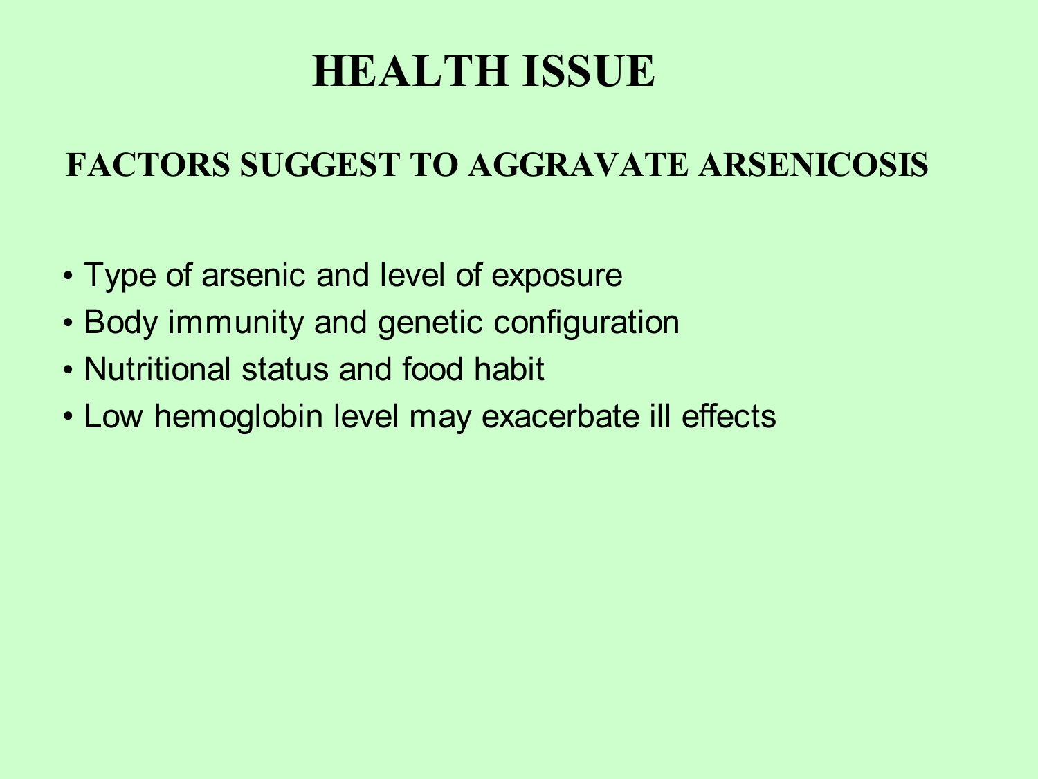# HEALTH ISSUE

## FACTORS SUGGEST TO AGGRAVATE ARSENICOSIS

- Type of arsenic and level of exposure
- Body immunity and genetic configuration
- Nutritional status and food habit
- Low hemoglobin level may exacerbate ill effects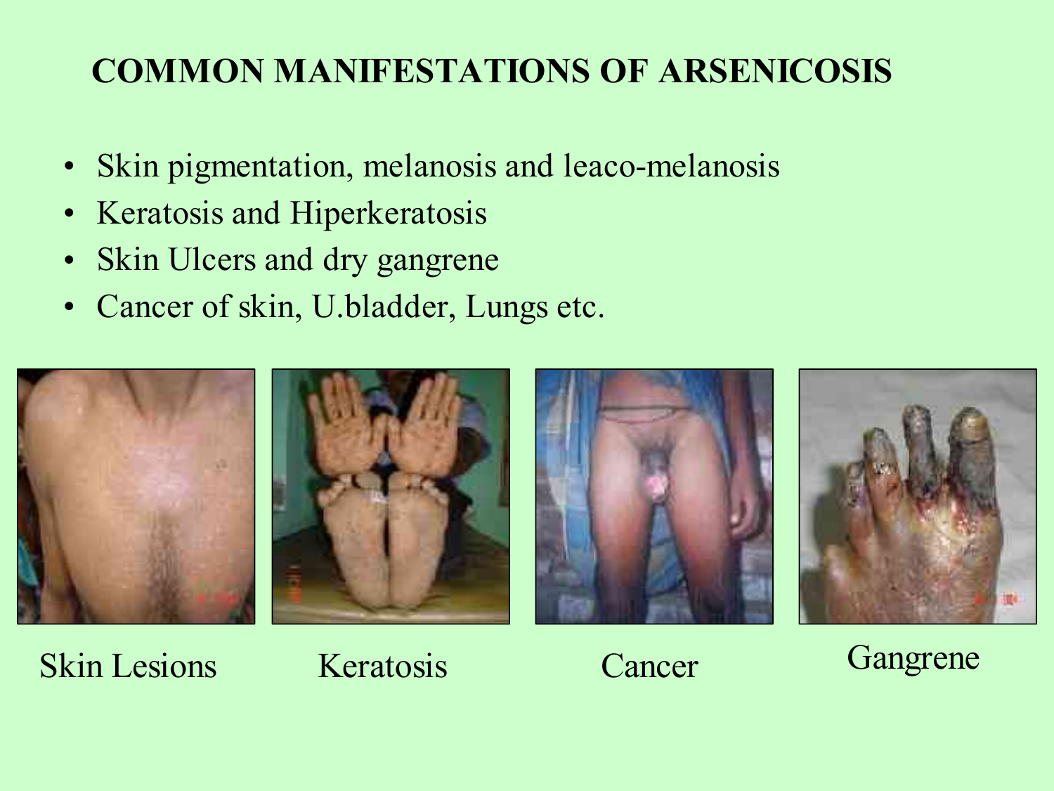## COMMON MANIFESTATIONS OF ARSENICOSIS

- Skin pigmentation, melanosis and leaco-melanosis
- Keratosis and Hiperkeratosis
- Skin Ulcers and dry gangrene
- Cancer of skin, U.bladder, Lungs etc.

Skin Lesions

Keratosis

Cancer

Gangrene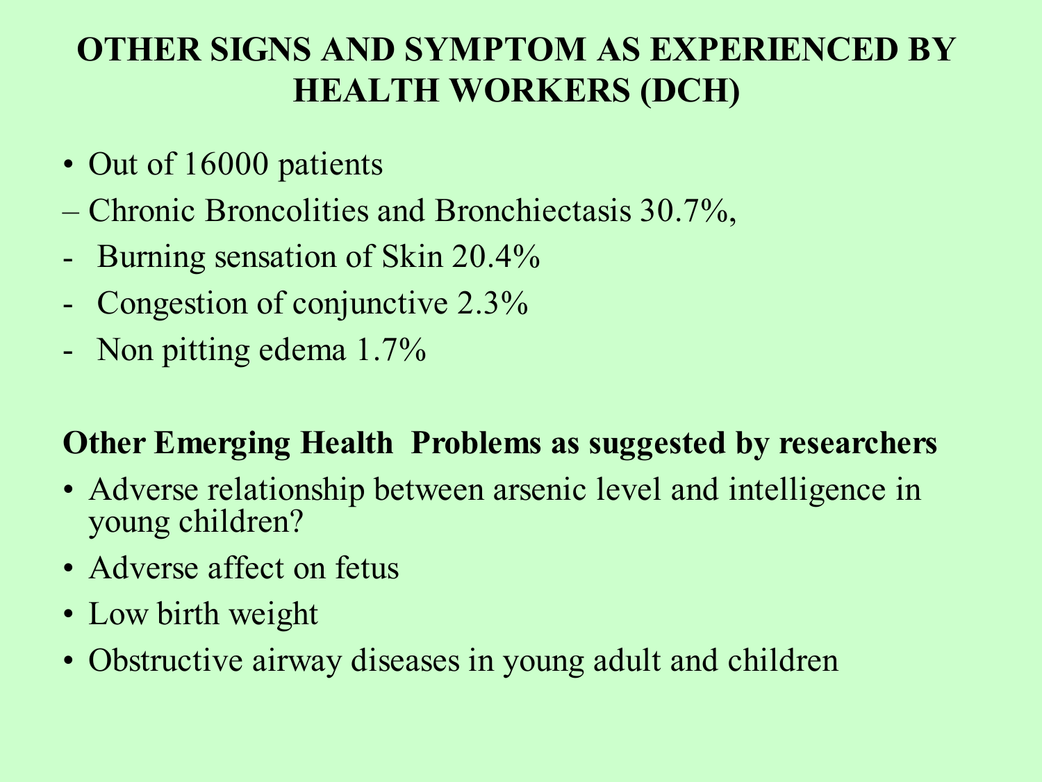## OTHER SIGNS AND SYMPTOM AS EXPERIENCED BY HEALTH WORKERS (DCH)

- Out of 16000 patients
  - Chronic Broncolities and Bronchiectasis 30.7%,
  - Burning sensation of Skin 20.4%
  - Congestion of conjunctive 2.3%
  - Non pitting edema 1.7%

**Other Emerging Health Problems as suggested by researchers**

- Adverse relationship between arsenic level and intelligence in young children?
- Adverse affect on fetus
- Low birth weight
- Obstructive airway diseases in young adult and children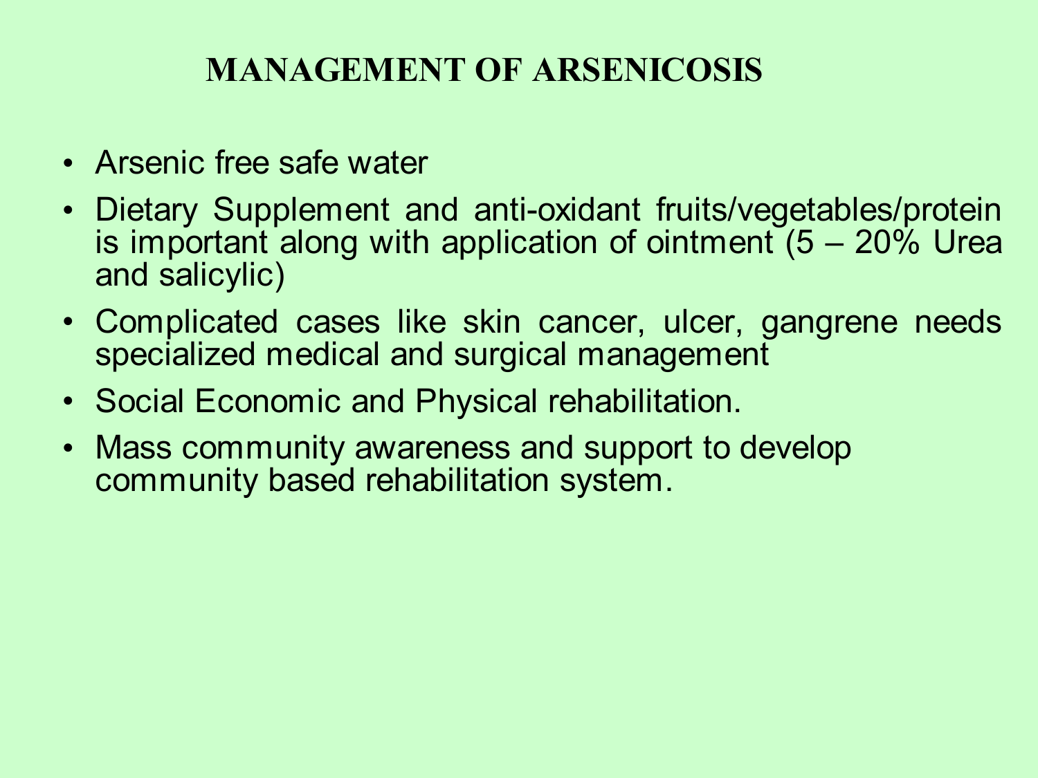# MANAGEMENT OF ARSENICOSIS

- Arsenic free safe water
- Dietary Supplement and anti-oxidant fruits/vegetables/protein is important along with application of ointment (5 – 20% Urea and salicylic)
- Complicated cases like skin cancer, ulcer, gangrene needs specialized medical and surgical management
- Social Economic and Physical rehabilitation.
- Mass community awareness and support to develop community based rehabilitation system.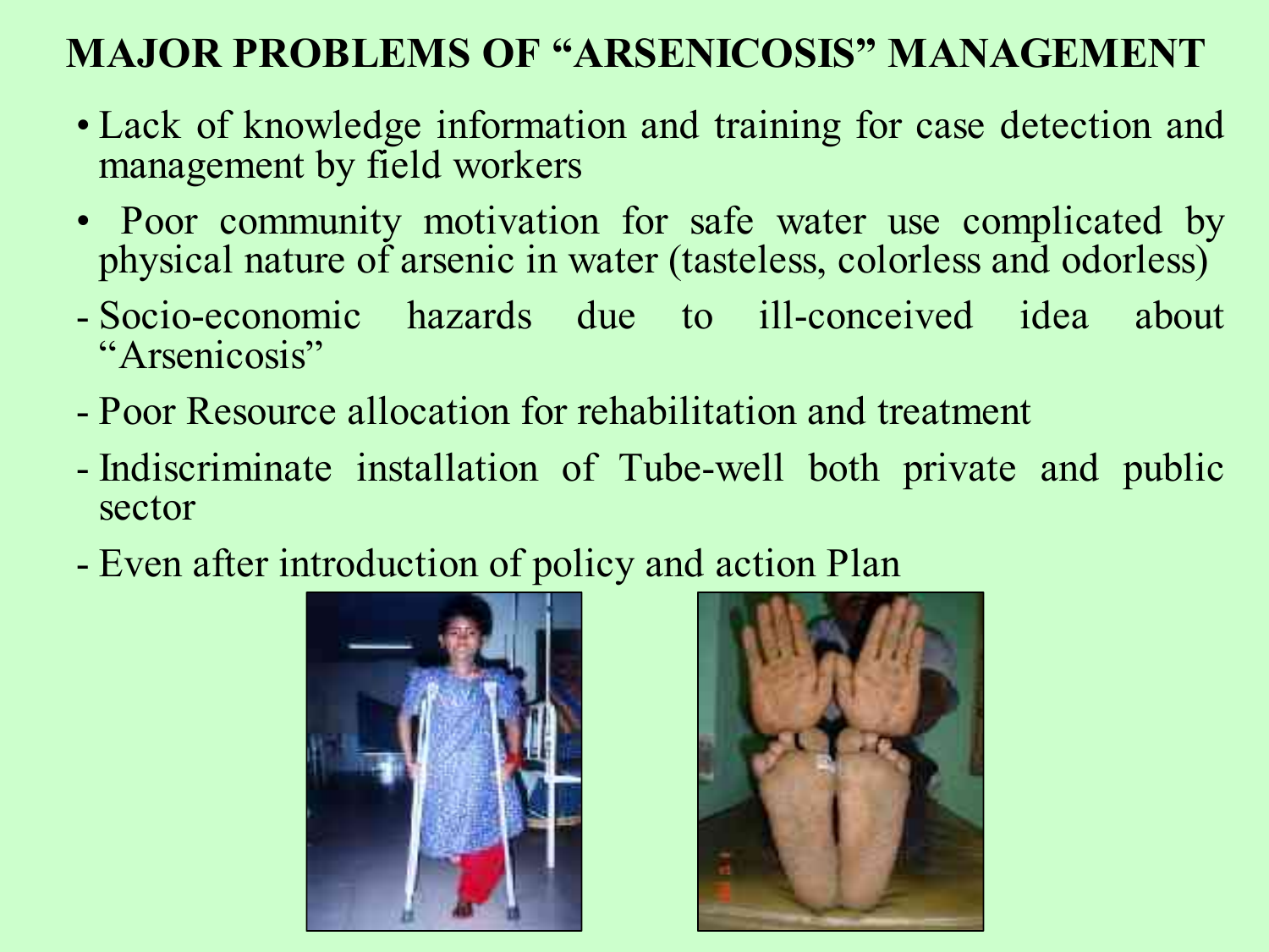# MAJOR PROBLEMS OF "ARSENICOSIS" MANAGEMENT

- Lack of knowledge information and training for case detection and management by field workers
- Poor community motivation for safe water use complicated by physical nature of arsenic in water (tasteless, colorless and odorless)

- Socio-economic hazards due to ill-conceived idea about "Arsenicosis"
- Poor Resource allocation for rehabilitation and treatment
- Indiscriminate installation of Tube-well both private and public sector
- Even after introduction of policy and action Plan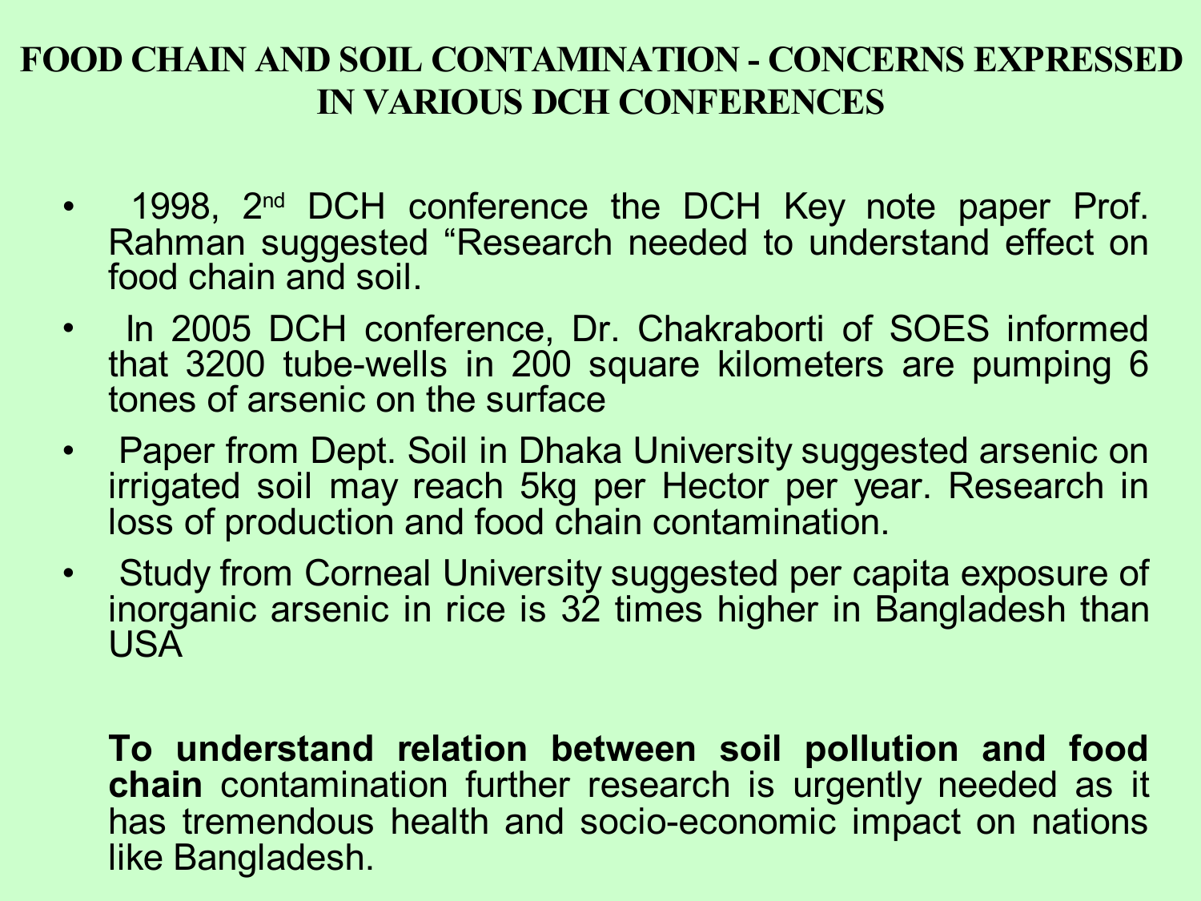# FOOD CHAIN AND SOIL CONTAMINATION - CONCERNS EXPRESSED IN VARIOUS DCH CONFERENCES

- 1998, 2nd DCH conference the DCH Key note paper Prof. Rahman suggested "Research needed to understand effect on food chain and soil.
- In 2005 DCH conference, Dr. Chakraborti of SOES informed that 3200 tube-wells in 200 square kilometers are pumping 6 tones of arsenic on the surface
- Paper from Dept. Soil in Dhaka University suggested arsenic on irrigated soil may reach 5kg per Hector per year. Research in loss of production and food chain contamination.
- Study from Corneal University suggested per capita exposure of inorganic arsenic in rice is 32 times higher in Bangladesh than USA

**To understand relation between soil pollution and food chain** contamination further research is urgently needed as it has tremendous health and socio-economic impact on nations like Bangladesh.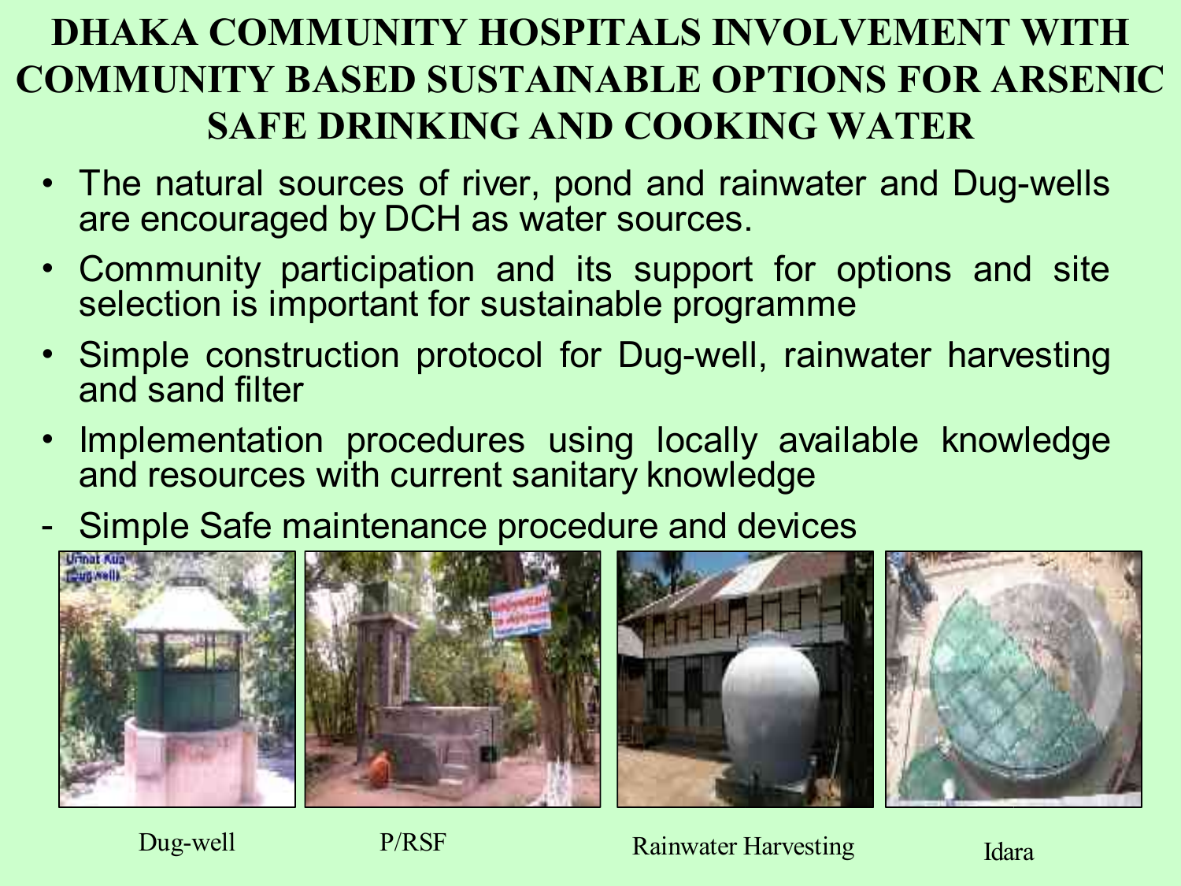# DHAKA COMMUNITY HOSPITALS INVOLVEMENT WITH COMMUNITY BASED SUSTAINABLE OPTIONS FOR ARSENIC SAFE DRINKING AND COOKING WATER

- The natural sources of river, pond and rainwater and Dug-wells are encouraged by DCH as water sources.
- Community participation and its support for options and site selection is important for sustainable programme
- Simple construction protocol for Dug-well, rainwater harvesting and sand filter
- Implementation procedures using locally available knowledge and resources with current sanitary knowledge

- Simple Safe maintenance procedure and devices

Dug-well

P/RSF

Rainwater Harvesting

Idara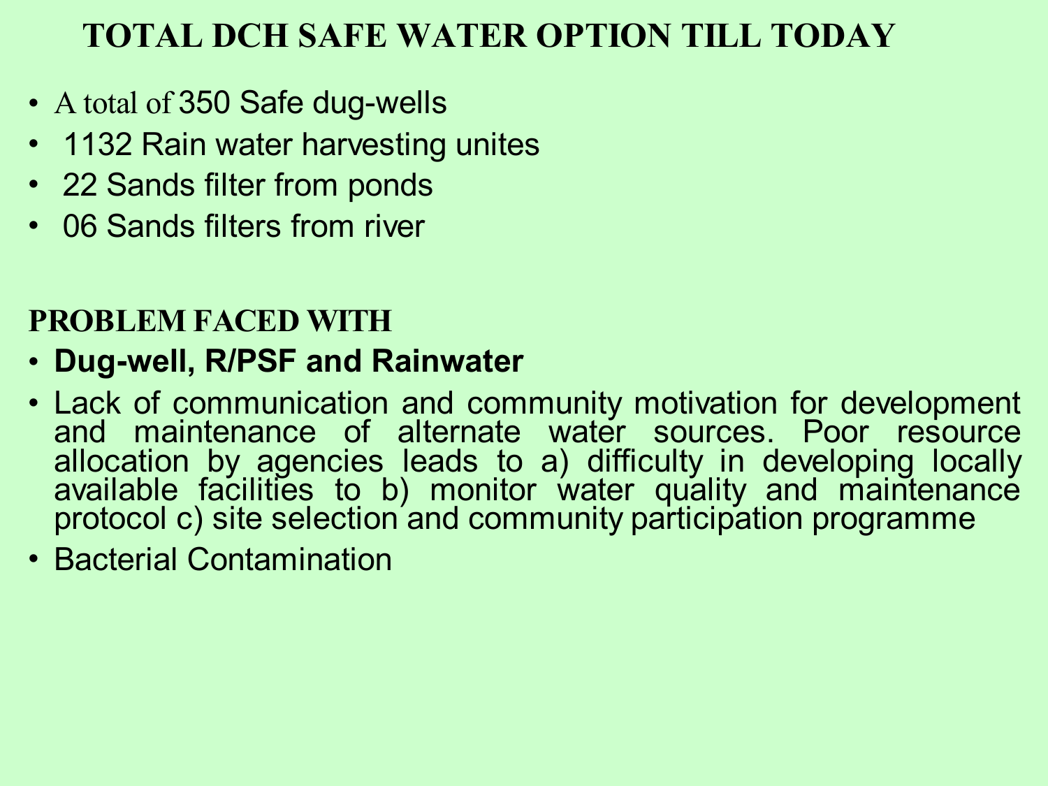# TOTAL DCH SAFE WATER OPTION TILL TODAY

- A total of 350 Safe dug-wells
- 1132 Rain water harvesting unites
- 22 Sands filter from ponds
- 06 Sands filters from river

## PROBLEM FACED WITH

- **Dug-well, R/PSF and Rainwater**
- Lack of communication and community motivation for development and maintenance of alternate water sources. Poor resource allocation by agencies leads to a) difficulty in developing locally available facilities to b) monitor water quality and maintenance protocol c) site selection and community participation programme
- Bacterial Contamination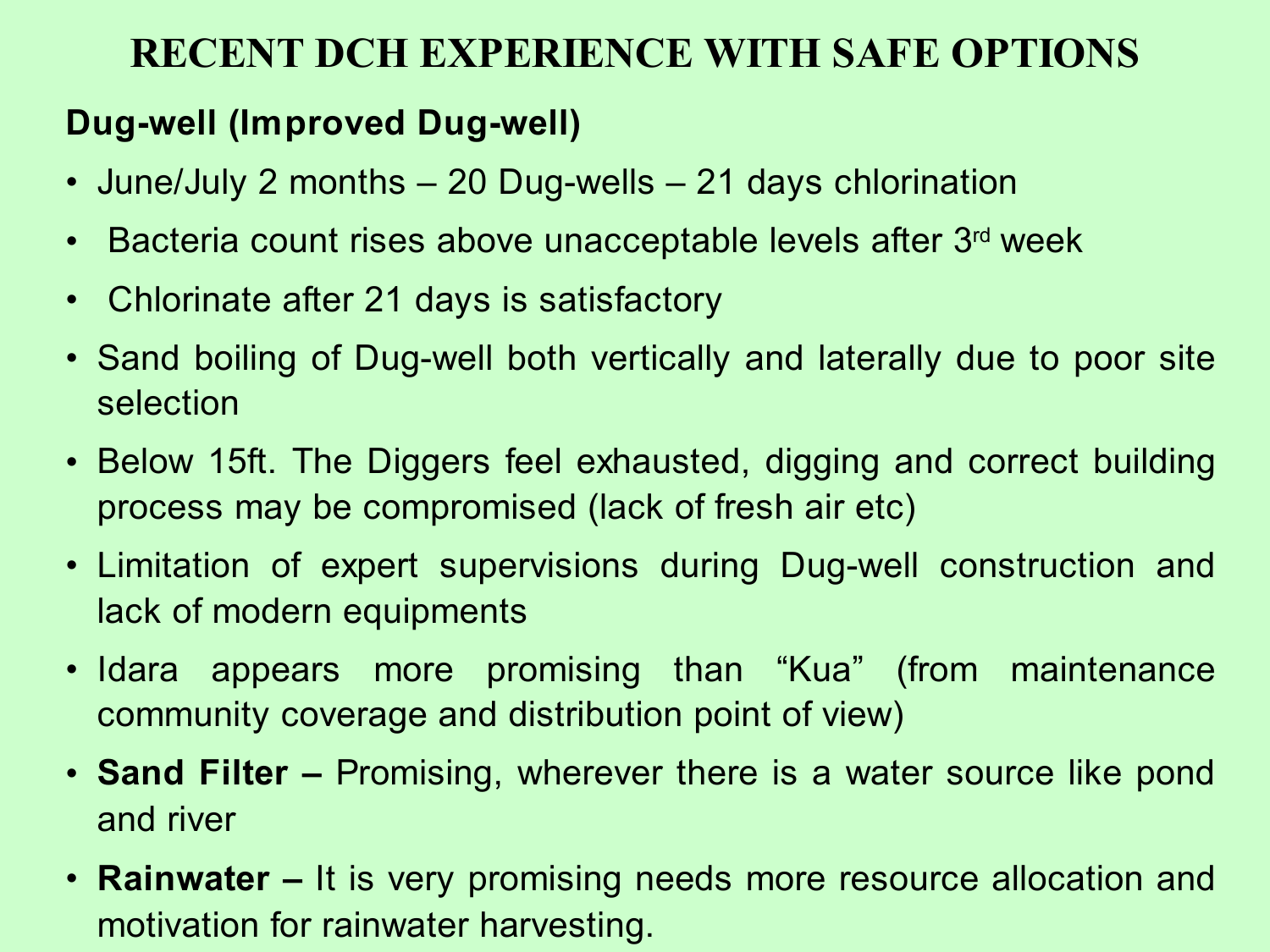# RECENT DCH EXPERIENCE WITH SAFE OPTIONS

**Dug-well (Improved Dug-well)**

- June/July 2 months – 20 Dug-wells – 21 days chlorination
- Bacteria count rises above unacceptable levels after 3rd week
- Chlorinate after 21 days is satisfactory
- Sand boiling of Dug-well both vertically and laterally due to poor site selection
- Below 15ft. The Diggers feel exhausted, digging and correct building process may be compromised (lack of fresh air etc)
- Limitation of expert supervisions during Dug-well construction and lack of modern equipments
- Idara appears more promising than "Kua" (from maintenance community coverage and distribution point of view)
- **Sand Filter –** Promising, wherever there is a water source like pond and river
- **Rainwater –** It is very promising needs more resource allocation and motivation for rainwater harvesting.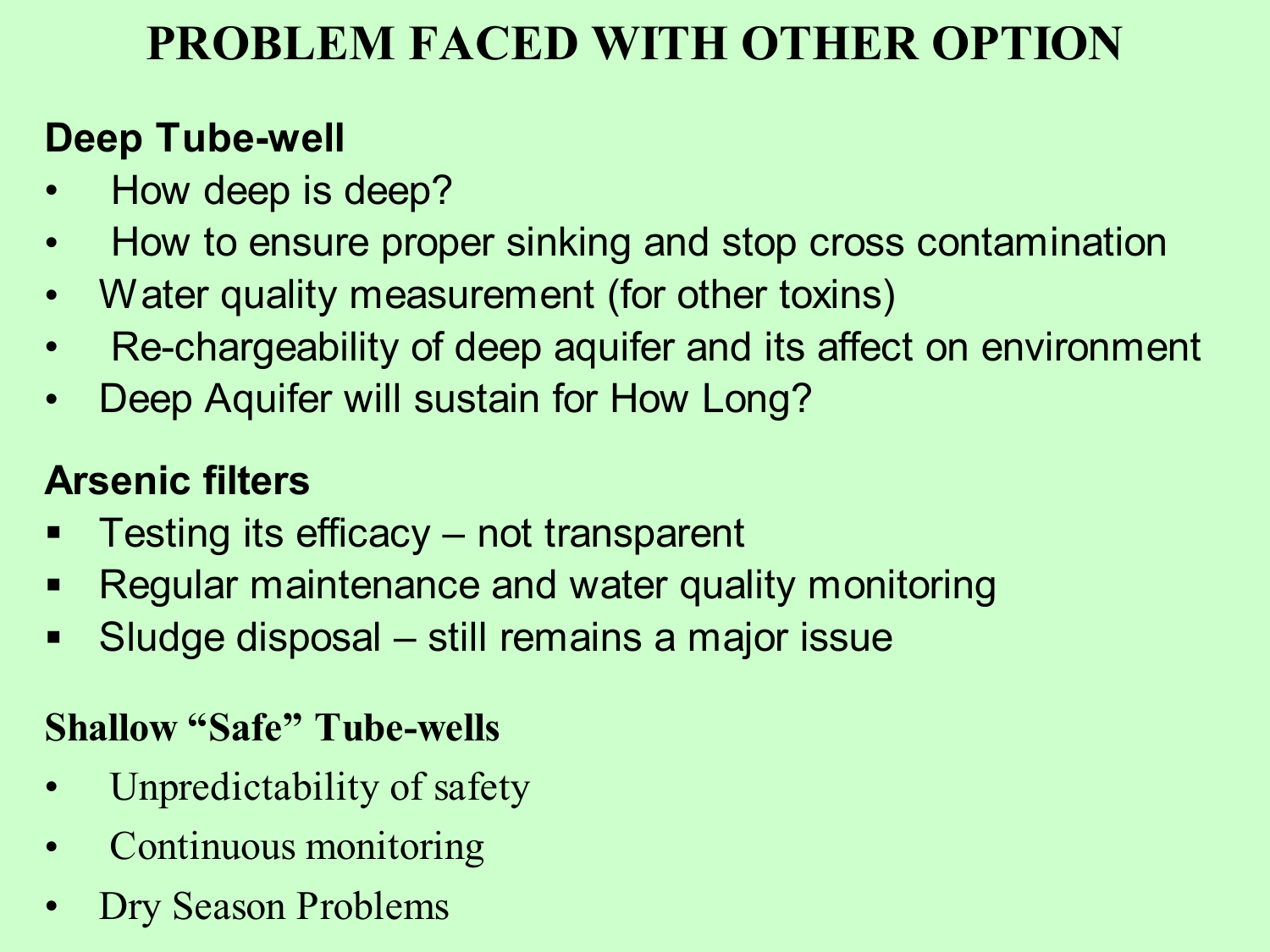# PROBLEM FACED WITH OTHER OPTION

**Deep Tube-well**

- How deep is deep?
- How to ensure proper sinking and stop cross contamination
- Water quality measurement (for other toxins)
- Re-chargeability of deep aquifer and its affect on environment
- Deep Aquifer will sustain for How Long?

**Arsenic filters**

- Testing its efficacy – not transparent
- Regular maintenance and water quality monitoring
- Sludge disposal – still remains a major issue

**Shallow "Safe" Tube-wells**

- Unpredictability of safety
- Continuous monitoring
- Dry Season Problems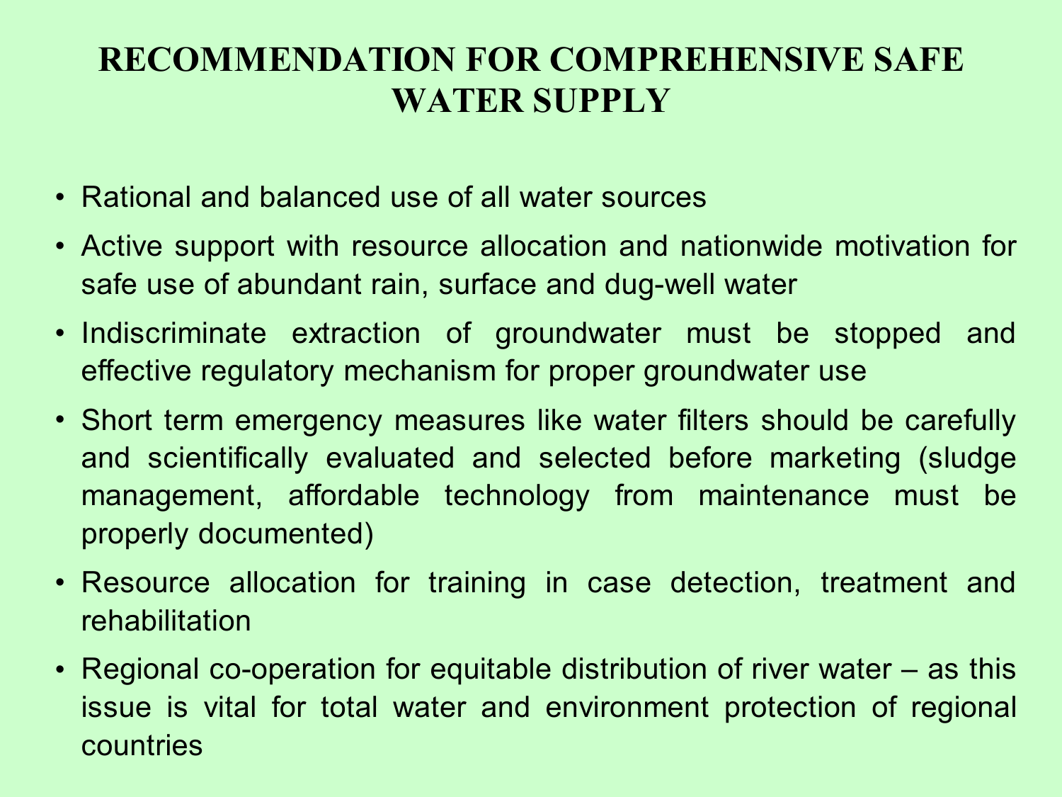# RECOMMENDATION FOR COMPREHENSIVE SAFE WATER SUPPLY

- Rational and balanced use of all water sources
- Active support with resource allocation and nationwide motivation for safe use of abundant rain, surface and dug-well water
- Indiscriminate extraction of groundwater must be stopped and effective regulatory mechanism for proper groundwater use
- Short term emergency measures like water filters should be carefully and scientifically evaluated and selected before marketing (sludge management, affordable technology from maintenance must be properly documented)
- Resource allocation for training in case detection, treatment and rehabilitation
- Regional co-operation for equitable distribution of river water – as this issue is vital for total water and environment protection of regional countries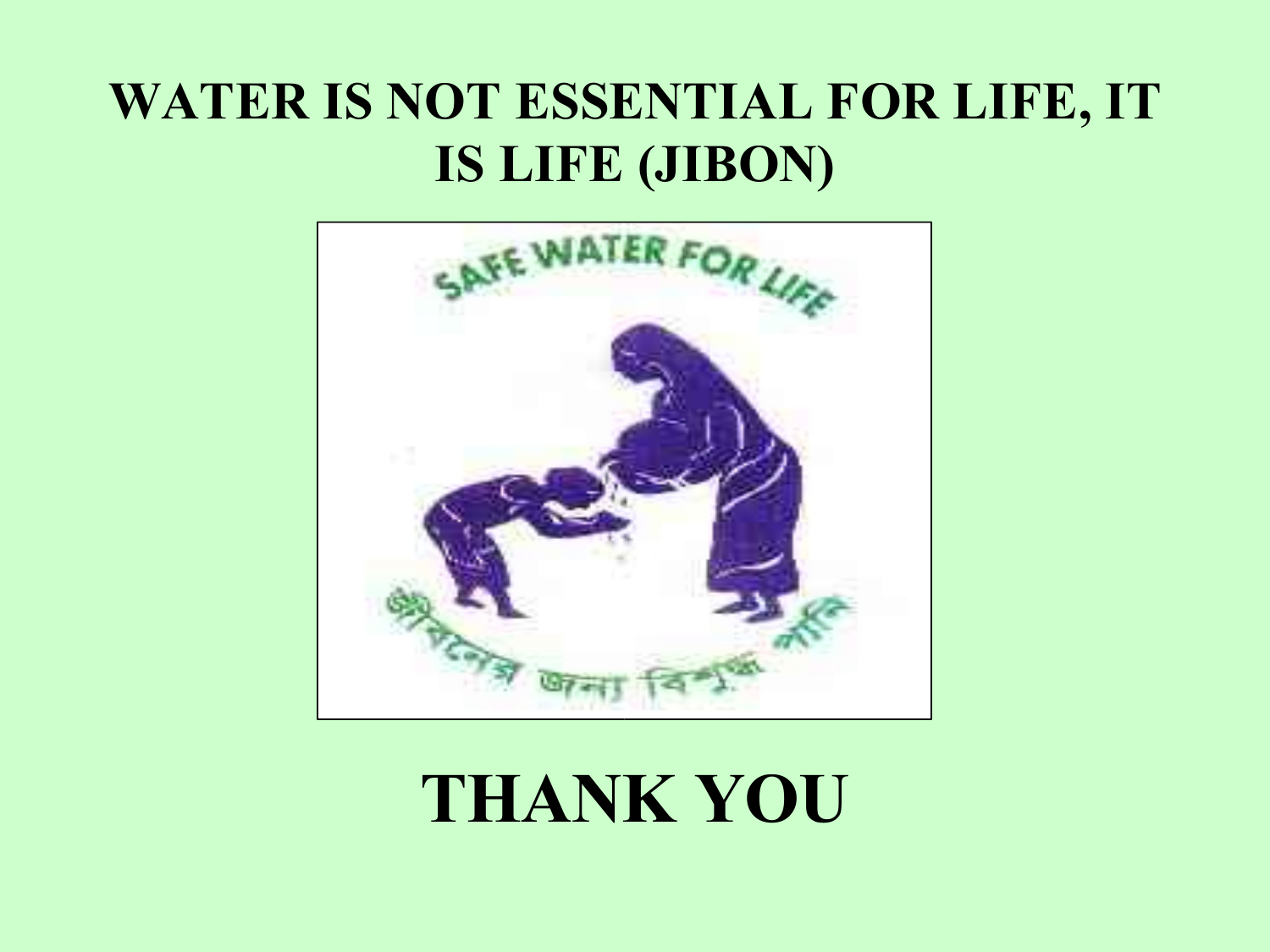# WATER IS NOT ESSENTIAL FOR LIFE, IT IS LIFE (JIBON)

# THANK YOU